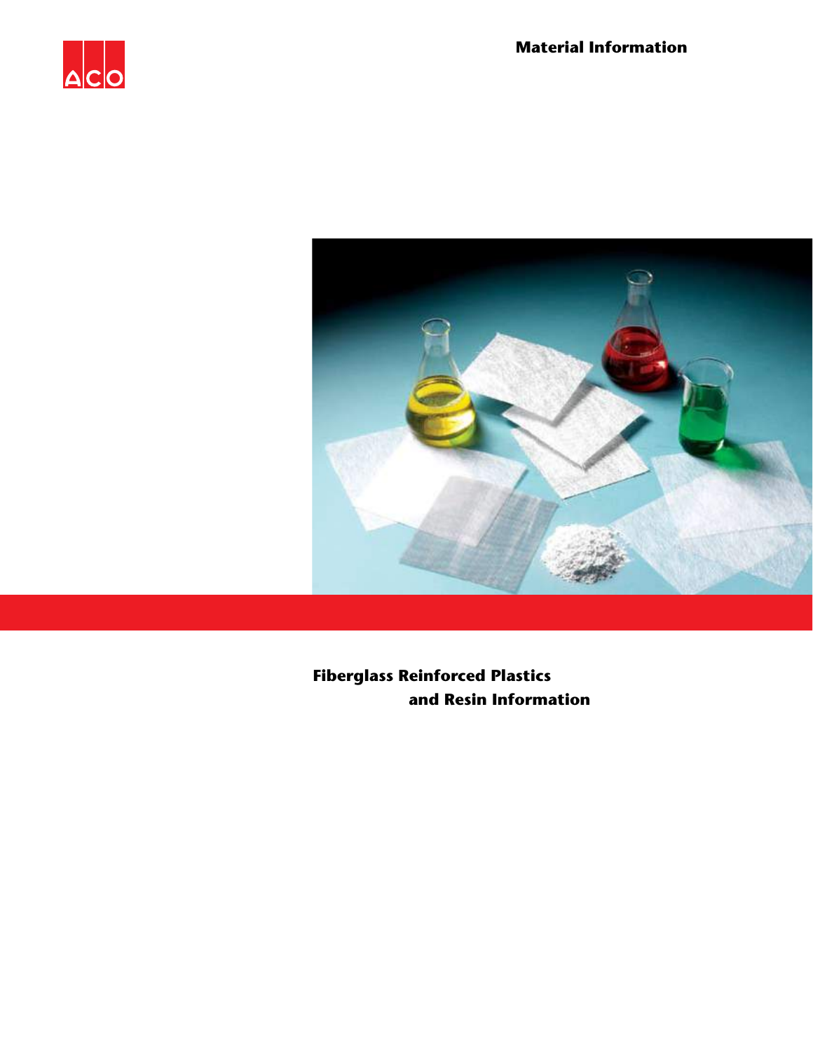ACO

Material Information

# Fiberglass Reinforced Plastics and Resin Information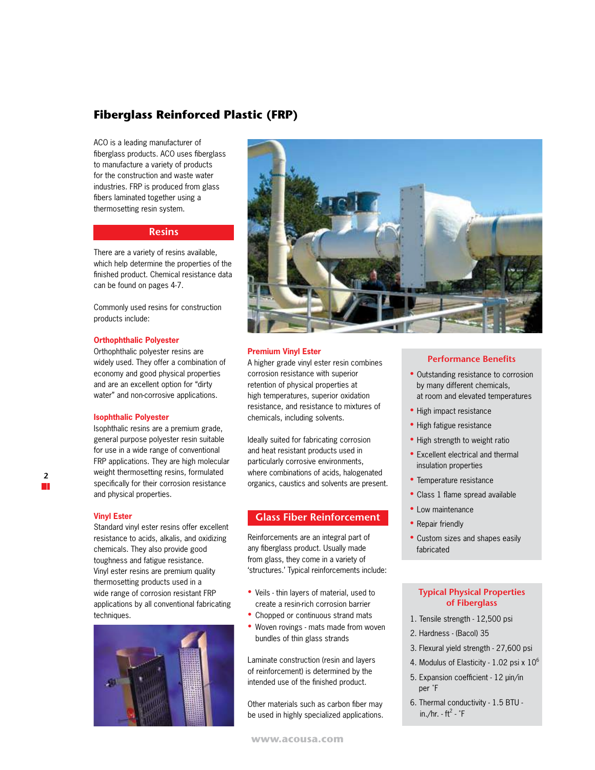# Fiberglass Reinforced Plastic (FRP)

ACO is a leading manufacturer of fiberglass products. ACO uses fiberglass to manufacture a variety of products for the construction and waste water industries. FRP is produced from glass fibers laminated together using a thermosetting resin system.

## Resins

There are a variety of resins available, which help determine the properties of the finished product. Chemical resistance data can be found on pages 4-7.

Commonly used resins for construction products include:

### Orthophthalic Polyester

Orthophthalic polyester resins are widely used. They offer a combination of economy and good physical properties and are an excellent option for “dirty water” and non-corrosive applications.

### Isophthalic Polyester

Isophthalic resins are a premium grade, general purpose polyester resin suitable for use in a wide range of conventional FRP applications. They are high molecular weight thermosetting resins, formulated specifically for their corrosion resistance and physical properties.

### Vinyl Ester

Standard vinyl ester resins offer excellent resistance to acids, alkalis, and oxidizing chemicals. They also provide good toughness and fatigue resistance. Vinyl ester resins are premium quality thermosetting products used in a wide range of corrosion resistant FRP applications by all conventional fabricating techniques.

### Premium Vinyl Ester

A higher grade vinyl ester resin combines corrosion resistance with superior retention of physical properties at high temperatures, superior oxidation resistance, and resistance to mixtures of chemicals, including solvents.

Ideally suited for fabricating corrosion and heat resistant products used in particularly corrosive environments, where combinations of acids, halogenated organics, caustics and solvents are present.

## Glass Fiber Reinforcement

Reinforcements are an integral part of any fiberglass product. Usually made from glass, they come in a variety of ‘structures.’ Typical reinforcements include:

- Veils - thin layers of material, used to create a resin-rich corrosion barrier
- Chopped or continuous strand mats
- Woven rovings - mats made from woven bundles of thin glass strands

Laminate construction (resin and layers of reinforcement) is determined by the intended use of the finished product.

Other materials such as carbon fiber may be used in highly specialized applications.

## Performance Benefits

- Outstanding resistance to corrosion by many different chemicals, at room and elevated temperatures
- High impact resistance
- High fatigue resistance
- High strength to weight ratio
- Excellent electrical and thermal insulation properties
- Temperature resistance
- Class 1 flame spread available
- Low maintenance
- Repair friendly
- Custom sizes and shapes easily fabricated

## Typical Physical Properties of Fiberglass

1. Tensile strength - 12,500 psi
2. Hardness - (Bacol) 35
3. Flexural yield strength - 27,600 psi
4. Modulus of Elasticity - 1.02 psi x $10^6$
5. Expansion coefficient - 12 µin/in per ˚F
6. Thermal conductivity - 1.5 BTU - in./hr. - $ft^2$ - ˚F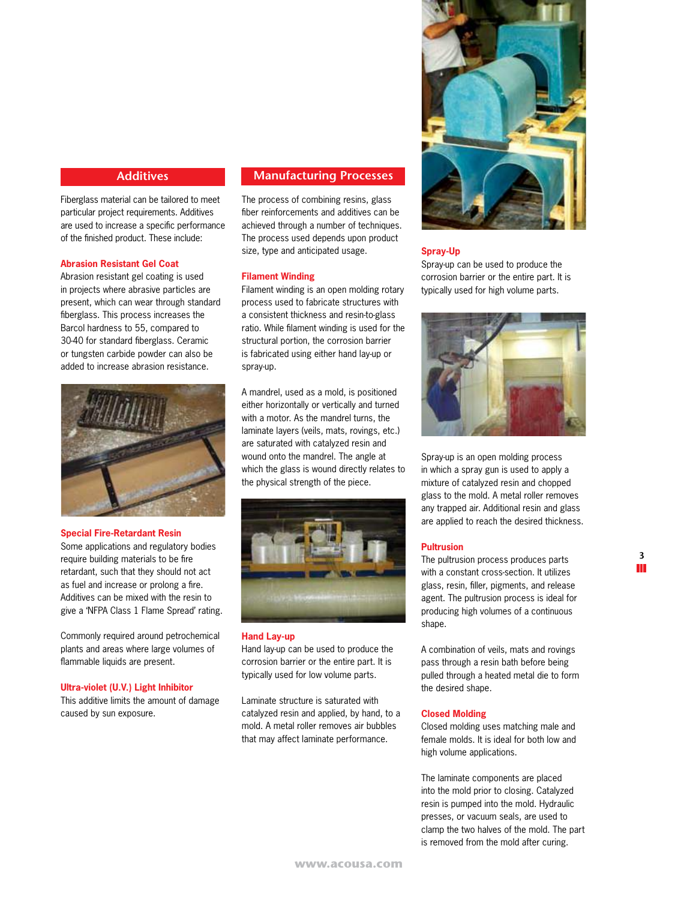## Additives

Fiberglass material can be tailored to meet particular project requirements. Additives are used to increase a specific performance of the finished product. These include:

### Abrasion Resistant Gel Coat

Abrasion resistant gel coating is used in projects where abrasive particles are present, which can wear through standard fiberglass. This process increases the Barcol hardness to 55, compared to 30-40 for standard fiberglass. Ceramic or tungsten carbide powder can also be added to increase abrasion resistance.

### Special Fire-Retardant Resin

Some applications and regulatory bodies require building materials to be fire retardant, such that they should not act as fuel and increase or prolong a fire. Additives can be mixed with the resin to give a 'NFPA Class 1 Flame Spread' rating.

Commonly required around petrochemical plants and areas where large volumes of flammable liquids are present.

### Ultra-violet (U.V.) Light Inhibitor

This additive limits the amount of damage caused by sun exposure.

## Manufacturing Processes

The process of combining resins, glass fiber reinforcements and additives can be achieved through a number of techniques. The process used depends upon product size, type and anticipated usage.

### Filament Winding

Filament winding is an open molding rotary process used to fabricate structures with a consistent thickness and resin-to-glass ratio. While filament winding is used for the structural portion, the corrosion barrier is fabricated using either hand lay-up or spray-up.

A mandrel, used as a mold, is positioned either horizontally or vertically and turned with a motor. As the mandrel turns, the laminate layers (veils, mats, rovings, etc.) are saturated with catalyzed resin and wound onto the mandrel. The angle at which the glass is wound directly relates to the physical strength of the piece.

### Hand Lay-up

Hand lay-up can be used to produce the corrosion barrier or the entire part. It is typically used for low volume parts.

Laminate structure is saturated with catalyzed resin and applied, by hand, to a mold. A metal roller removes air bubbles that may affect laminate performance.

### Spray-Up

Spray-up can be used to produce the corrosion barrier or the entire part. It is typically used for high volume parts.

Spray-up is an open molding process in which a spray gun is used to apply a mixture of catalyzed resin and chopped glass to the mold. A metal roller removes any trapped air. Additional resin and glass are applied to reach the desired thickness.

### Pultrusion

The pultrusion process produces parts with a constant cross-section. It utilizes glass, resin, filler, pigments, and release agent. The pultrusion process is ideal for producing high volumes of a continuous shape.

A combination of veils, mats and rovings pass through a resin bath before being pulled through a heated metal die to form the desired shape.

### Closed Molding

Closed molding uses matching male and female molds. It is ideal for both low and high volume applications.

The laminate components are placed into the mold prior to closing. Catalyzed resin is pumped into the mold. Hydraulic presses, or vacuum seals, are used to clamp the two halves of the mold. The part is removed from the mold after curing.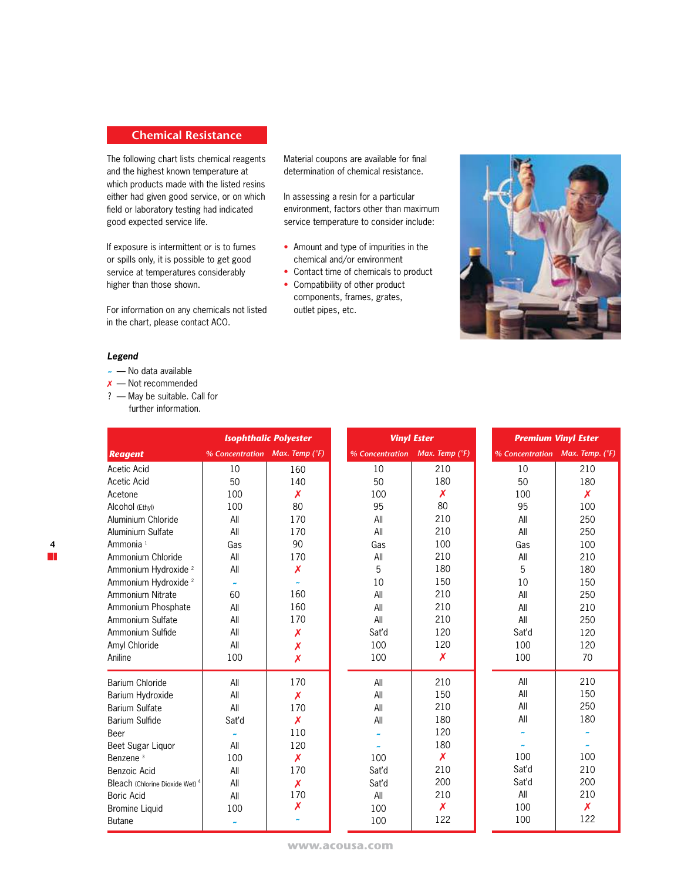## Chemical Resistance

The following chart lists chemical reagents and the highest known temperature at which products made with the listed resins either had given good service, or on which field or laboratory testing had indicated good expected service life.

If exposure is intermittent or is to fumes or spills only, it is possible to get good service at temperatures considerably higher than those shown.

For information on any chemicals not listed in the chart, please contact ACO.

Material coupons are available for final determination of chemical resistance.

In assessing a resin for a particular environment, factors other than maximum service temperature to consider include:

- Amount and type of impurities in the chemical and/or environment
- Contact time of chemicals to product
- Compatibility of other product components, frames, grates, outlet pipes, etc.

**Legend**

~ — No data available
✗ — Not recommended
? — May be suitable. Call for further information.

| Reagent | Isophthalic Polyester | | Vinyl Ester | | Premium Vinyl Ester | |
|---|---|---|---|---|---|---|
| | % Concentration | Max. Temp (°F) | % Concentration | Max. Temp (°F) | % Concentration | Max. Temp. (°F) |
| Acetic Acid | 10 | 160 | 10 | 210 | 10 | 210 |
| Acetic Acid | 50 | 140 | 50 | 180 | 50 | 180 |
| Acetone | 100 | ✗ | 100 | ✗ | 100 | ✗ |
| Alcohol (Ethyl) | 100 | 80 | 95 | 80 | 95 | 100 |
| Aluminium Chloride | All | 170 | All | 210 | All | 250 |
| Aluminium Sulfate | All | 170 | All | 210 | All | 250 |
| Ammonia [1] | Gas | 90 | Gas | 100 | Gas | 100 |
| Ammonium Chloride | All | 170 | All | 210 | All | 210 |
| Ammonium Hydroxide [2] | All | ✗ | 5 | 180 | 5 | 180 |
| Ammonium Hydroxide [2] | ~ | ~ | 10 | 150 | 10 | 150 |
| Ammonium Nitrate | 60 | 160 | All | 210 | All | 250 |
| Ammonium Phosphate | All | 160 | All | 210 | All | 210 |
| Ammonium Sulfate | All | 170 | All | 210 | All | 250 |
| Ammonium Sulfide | All | ✗ | Sat'd | 120 | Sat'd | 120 |
| Amyl Chloride | All | ✗ | 100 | 120 | 100 | 120 |
| Aniline | 100 | ✗ | 100 | ✗ | 100 | 70 |
| Barium Chloride | All | 170 | All | 210 | All | 210 |
| Barium Hydroxide | All | ✗ | All | 150 | All | 150 |
| Barium Sulfate | All | 170 | All | 210 | All | 250 |
| Barium Sulfide | Sat'd | ✗ | All | 180 | All | 180 |
| Beer | ~ | 110 | ~ | 120 | ~ | ~ |
| Beet Sugar Liquor | All | 120 | ~ | 180 | ~ | ~ |
| Benzene [3] | 100 | ✗ | 100 | ✗ | 100 | 100 |
| Benzoic Acid | All | 170 | Sat'd | 210 | Sat'd | 210 |
| Bleach (Chlorine Dioxide Wet) [4] | All | ✗ | Sat'd | 200 | Sat'd | 200 |
| Boric Acid | All | 170 | All | 210 | All | 210 |
| Bromine Liquid | 100 | ✗ | 100 | ✗ | 100 | ✗ |
| Butane | ~ | ~ | 100 | 122 | 100 | 122 |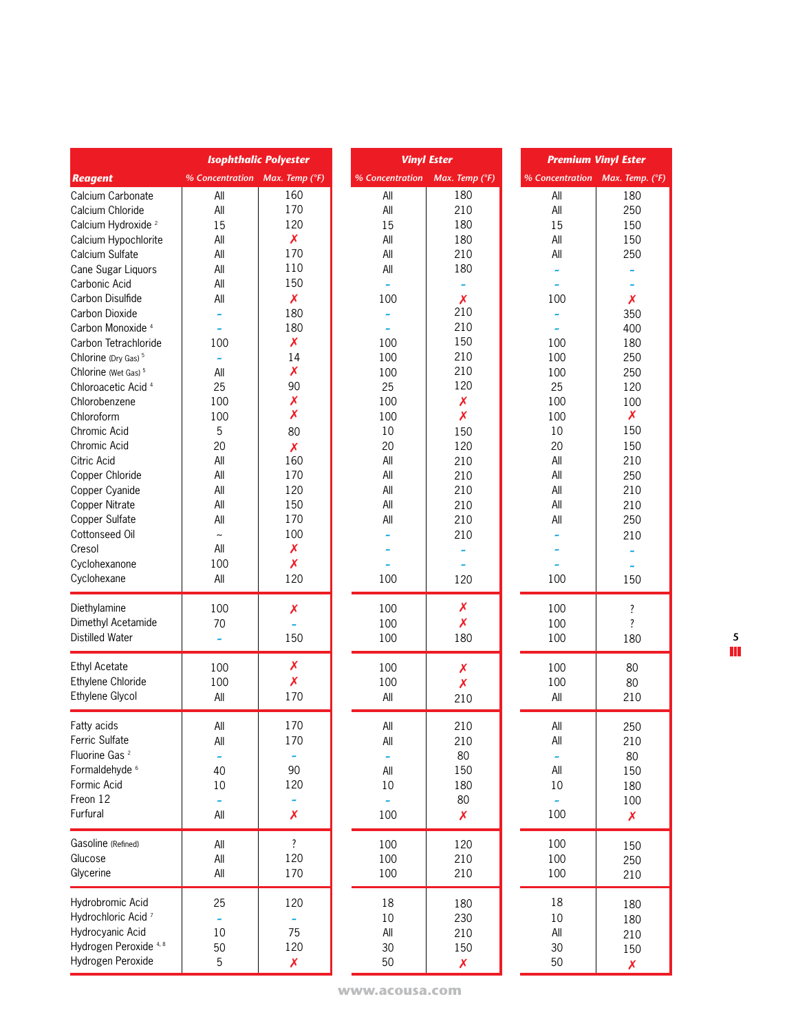| Reagent | Isophthalic Polyester | | Vinyl Ester | | Premium Vinyl Ester | |
|---|---|---|---|---|---|---|
| | % Concentration | Max. Temp (°F) | % Concentration | Max. Temp (°F) | % Concentration | Max. Temp. (°F) |
| Calcium Carbonate | All | 160 | All | 180 | All | 180 |
| Calcium Chloride | All | 170 | All | 210 | All | 250 |
| Calcium Hydroxide [2] | 15 | 120 | 15 | 180 | 15 | 150 |
| Calcium Hypochlorite | All | ✗ | All | 180 | All | 150 |
| Calcium Sulfate | All | 170 | All | 210 | All | 250 |
| Cane Sugar Liquors | All | 110 | All | 180 | ~ | ~ |
| Carbonic Acid | All | 150 | ~ | ~ | ~ | ~ |
| Carbon Disulfide | All | ✗ | 100 | ✗ | 100 | ✗ |
| Carbon Dioxide | ~ | 180 | ~ | 210 | ~ | 350 |
| Carbon Monoxide [4] | ~ | 180 | ~ | 210 | ~ | 400 |
| Carbon Tetrachloride | 100 | ✗ | 100 | 150 | 100 | 180 |
| Chlorine (Dry Gas) [5] | ~ | 14 | 100 | 210 | 100 | 250 |
| Chlorine (Wet Gas) [5] | All | ✗ | 100 | 210 | 100 | 250 |
| Chloroacetic Acid [4] | 25 | 90 | 25 | 120 | 25 | 120 |
| Chlorobenzene | 100 | ✗ | 100 | ✗ | 100 | 100 |
| Chloroform | 100 | ✗ | 100 | ✗ | 100 | ✗ |
| Chromic Acid | 5 | 80 | 10 | 150 | 10 | 150 |
| Chromic Acid | 20 | ✗ | 20 | 120 | 20 | 150 |
| Citric Acid | All | 160 | All | 210 | All | 210 |
| Copper Chloride | All | 170 | All | 210 | All | 250 |
| Copper Cyanide | All | 120 | All | 210 | All | 210 |
| Copper Nitrate | All | 150 | All | 210 | All | 210 |
| Copper Sulfate | All | 170 | All | 210 | All | 250 |
| Cottonseed Oil | ~ | 100 | ~ | 210 | ~ | 210 |
| Cresol | All | ✗ | ~ | ~ | ~ | ~ |
| Cyclohexanone | 100 | ✗ | ~ | ~ | ~ | ~ |
| Cyclohexane | All | 120 | 100 | 120 | 100 | 150 |
| Diethylamine | 100 | ✗ | 100 | ✗ | 100 | ? |
| Dimethyl Acetamide | 70 | ~ | 100 | ✗ | 100 | ? |
| Distilled Water | ~ | 150 | 100 | 180 | 100 | 180 |
| Ethyl Acetate | 100 | ✗ | 100 | ✗ | 100 | 80 |
| Ethylene Chloride | 100 | ✗ | 100 | ✗ | 100 | 80 |
| Ethylene Glycol | All | 170 | All | 210 | All | 210 |
| Fatty acids | All | 170 | All | 210 | All | 250 |
| Ferric Sulfate | All | 170 | All | 210 | All | 210 |
| Fluorine Gas [2] | ~ | ~ | ~ | 80 | ~ | 80 |
| Formaldehyde [6] | 40 | 90 | All | 150 | All | 150 |
| Formic Acid | 10 | 120 | 10 | 180 | 10 | 180 |
| Freon 12 | ~ | ~ | ~ | 80 | ~ | 100 |
| Furfural | All | ✗ | 100 | ✗ | 100 | ✗ |
| Gasoline (Refined) | All | ? | 100 | 120 | 100 | 150 |
| Glucose | All | 120 | 100 | 210 | 100 | 250 |
| Glycerine | All | 170 | 100 | 210 | 100 | 210 |
| Hydrobromic Acid | 25 | 120 | 18 | 180 | 18 | 180 |
| Hydrochloric Acid [7] | ~ | ~ | 10 | 230 | 10 | 180 |
| Hydrocyanic Acid | 10 | 75 | All | 210 | All | 210 |
| Hydrogen Peroxide [4, 8] | 50 | 120 | 30 | 150 | 30 | 150 |
| Hydrogen Peroxide | 5 | ✗ | 50 | ✗ | 50 | ✗ |

www.acousa.com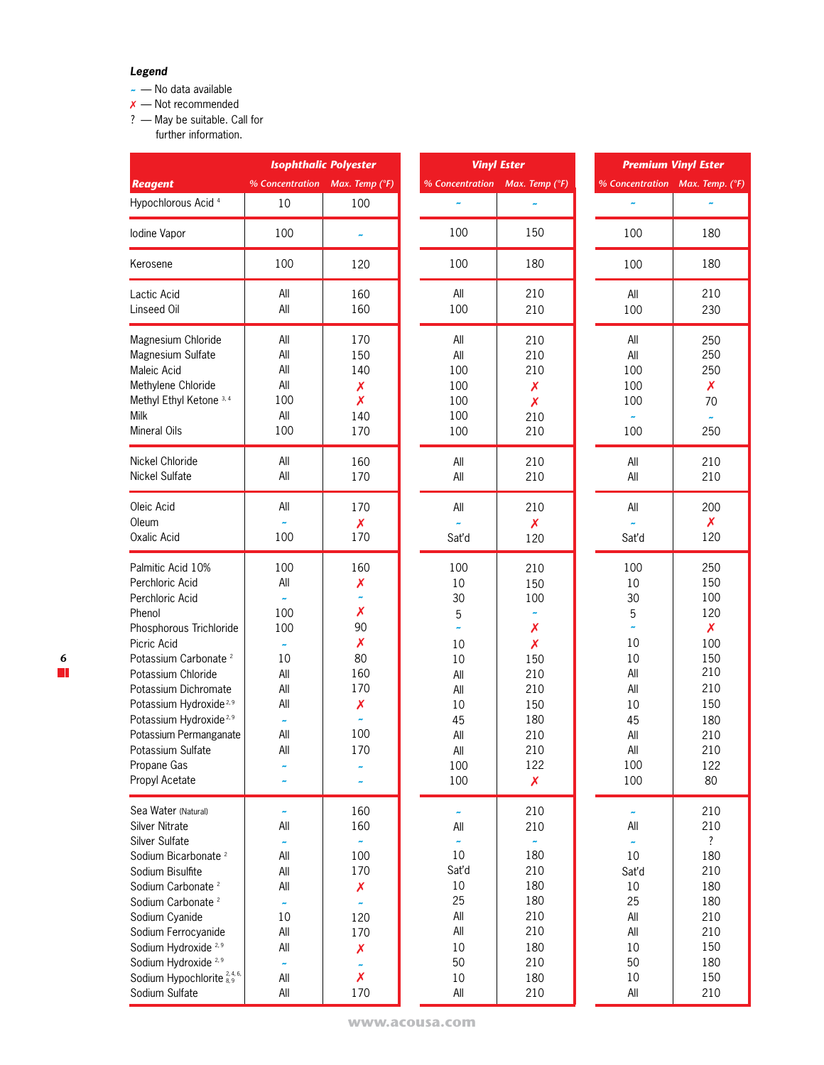**Legend**

~ — No data available
✗ — Not recommended
? — May be suitable. Call for further information.

| Reagent | Isophthalic Polyester % Concentration | Isophthalic Polyester Max. Temp (°F) | Vinyl Ester % Concentration | Vinyl Ester Max. Temp (°F) | Premium Vinyl Ester % Concentration | Premium Vinyl Ester Max. Temp. (°F) |
|---|---|---|---|---|---|---|
| Hypochlorous Acid [4] | 10 | 100 | ~ | ~ | ~ | ~ |
| Iodine Vapor | 100 | ~ | 100 | 150 | 100 | 180 |
| Kerosene | 100 | 120 | 100 | 180 | 100 | 180 |
| Lactic Acid | All | 160 | All | 210 | All | 210 |
| Linseed Oil | All | 160 | 100 | 210 | 100 | 230 |
| Magnesium Chloride | All | 170 | All | 210 | All | 250 |
| Magnesium Sulfate | All | 150 | All | 210 | All | 250 |
| Maleic Acid | All | 140 | 100 | 210 | 100 | 250 |
| Methylene Chloride | All | ✗ | 100 | ✗ | 100 | ✗ |
| Methyl Ethyl Ketone [3,4] | 100 | ✗ | 100 | ✗ | 100 | 70 |
| Milk | All | 140 | 100 | 210 | ~ | ~ |
| Mineral Oils | 100 | 170 | 100 | 210 | 100 | 250 |
| Nickel Chloride | All | 160 | All | 210 | All | 210 |
| Nickel Sulfate | All | 170 | All | 210 | All | 210 |
| Oleic Acid | All | 170 | All | 210 | All | 200 |
| Oleum | ~ | ✗ | ~ | ✗ | ~ | ✗ |
| Oxalic Acid | 100 | 170 | Sat'd | 120 | Sat'd | 120 |
| Palmitic Acid 10% | 100 | 160 | 100 | 210 | 100 | 250 |
| Perchloric Acid | All | ✗ | 10 | 150 | 10 | 150 |
| Perchloric Acid | ~ | ~ | 30 | 100 | 30 | 100 |
| Phenol | 100 | ✗ | 5 | ~ | 5 | 120 |
| Phosphorous Trichloride | 100 | 90 | ~ | ✗ | ~ | ✗ |
| Picric Acid | ~ | ✗ | 10 | ✗ | 10 | 100 |
| Potassium Carbonate [2] | 10 | 80 | 10 | 150 | 10 | 150 |
| Potassium Chloride | All | 160 | All | 210 | All | 210 |
| Potassium Dichromate | All | 170 | All | 210 | All | 210 |
| Potassium Hydroxide [2,9] | All | ✗ | 10 | 150 | 10 | 150 |
| Potassium Hydroxide [2,9] | ~ | ~ | 45 | 180 | 45 | 180 |
| Potassium Permanganate | All | 100 | All | 210 | All | 210 |
| Potassium Sulfate | All | 170 | All | 210 | All | 210 |
| Propane Gas | ~ | ~ | 100 | 122 | 100 | 122 |
| Propyl Acetate | ~ | ~ | 100 | ✗ | 100 | 80 |
| Sea Water (Natural) | ~ | 160 | ~ | 210 | ~ | 210 |
| Silver Nitrate | All | 160 | All | 210 | All | 210 |
| Silver Sulfate | ~ | ~ | ~ | ~ | ~ | ? |
| Sodium Bicarbonate [2] | All | 100 | 10 | 180 | 10 | 180 |
| Sodium Bisulfite | All | 170 | Sat'd | 210 | Sat'd | 210 |
| Sodium Carbonate [2] | All | ✗ | 10 | 180 | 10 | 180 |
| Sodium Carbonate [2] | ~ | ~ | 25 | 180 | 25 | 180 |
| Sodium Cyanide | 10 | 120 | All | 210 | All | 210 |
| Sodium Ferrocyanide | All | 170 | All | 210 | All | 210 |
| Sodium Hydroxide [2,9] | All | ✗ | 10 | 180 | 10 | 150 |
| Sodium Hydroxide [2,9] | ~ | ~ | 50 | 210 | 50 | 180 |
| Sodium Hypochlorite [2,4,6,8,9] | All | ✗ | 10 | 180 | 10 | 150 |
| Sodium Sulfate | All | 170 | All | 210 | All | 210 |

www.acousa.com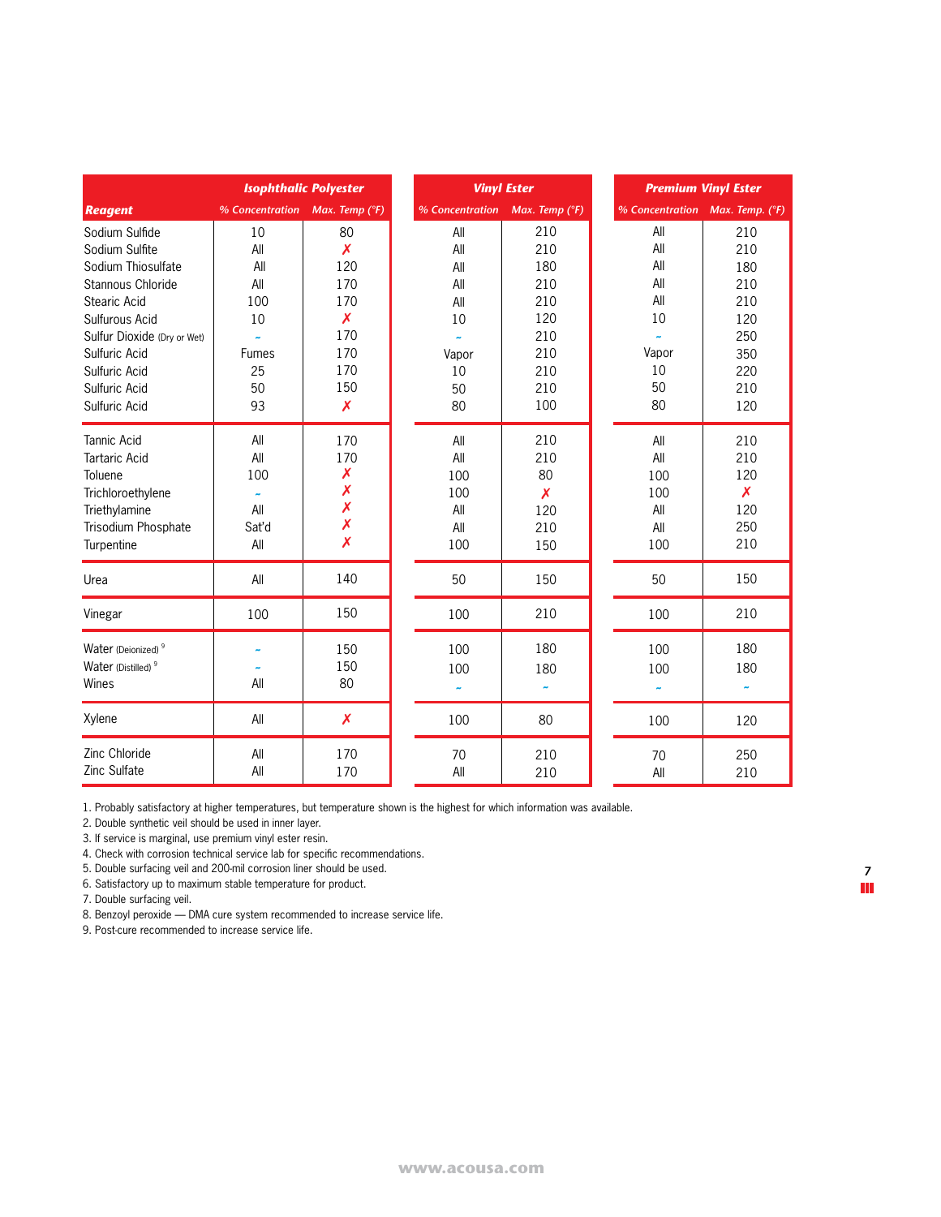| Reagent | Isophthalic Polyester | | Vinyl Ester | | Premium Vinyl Ester | |
|---|---|---|---|---|---|---|
| | % Concentration | Max. Temp (°F) | % Concentration | Max. Temp (°F) | % Concentration | Max. Temp. (°F) |
| Sodium Sulfide | 10 | 80 | All | 210 | All | 210 |
| Sodium Sulfite | All | ✗ | All | 210 | All | 210 |
| Sodium Thiosulfate | All | 120 | All | 180 | All | 180 |
| Stannous Chloride | All | 170 | All | 210 | All | 210 |
| Stearic Acid | 100 | 170 | All | 210 | All | 210 |
| Sulfurous Acid | 10 | ✗ | 10 | 120 | 10 | 120 |
| Sulfur Dioxide (Dry or Wet) | – | 170 | – | 210 | – | 250 |
| Sulfuric Acid | Fumes | 170 | Vapor | 210 | Vapor | 350 |
| Sulfuric Acid | 25 | 170 | 10 | 210 | 10 | 220 |
| Sulfuric Acid | 50 | 150 | 50 | 210 | 50 | 210 |
| Sulfuric Acid | 93 | ✗ | 80 | 100 | 80 | 120 |
| Tannic Acid | All | 170 | All | 210 | All | 210 |
| Tartaric Acid | All | 170 | All | 210 | All | 210 |
| Toluene | 100 | ✗ | 100 | 80 | 100 | 120 |
| Trichloroethylene | – | ✗ | 100 | ✗ | 100 | ✗ |
| Triethylamine | All | ✗ | All | 120 | All | 120 |
| Trisodium Phosphate | Sat'd | ✗ | All | 210 | All | 250 |
| Turpentine | All | ✗ | 100 | 150 | 100 | 210 |
| Urea | All | 140 | 50 | 150 | 50 | 150 |
| Vinegar | 100 | 150 | 100 | 210 | 100 | 210 |
| Water (Deionized) [9] | – | 150 | 100 | 180 | 100 | 180 |
| Water (Distilled) [9] | – | 150 | 100 | 180 | 100 | 180 |
| Wines | All | 80 | – | – | – | – |
| Xylene | All | ✗ | 100 | 80 | 100 | 120 |
| Zinc Chloride | All | 170 | 70 | 210 | 70 | 250 |
| Zinc Sulfate | All | 170 | All | 210 | All | 210 |

1. Probably satisfactory at higher temperatures, but temperature shown is the highest for which information was available.
2. Double synthetic veil should be used in inner layer.
3. If service is marginal, use premium vinyl ester resin.
4. Check with corrosion technical service lab for specific recommendations.
5. Double surfacing veil and 200-mil corrosion liner should be used.
6. Satisfactory up to maximum stable temperature for product.
7. Double surfacing veil.
8. Benzoyl peroxide — DMA cure system recommended to increase service life.
9. Post-cure recommended to increase service life.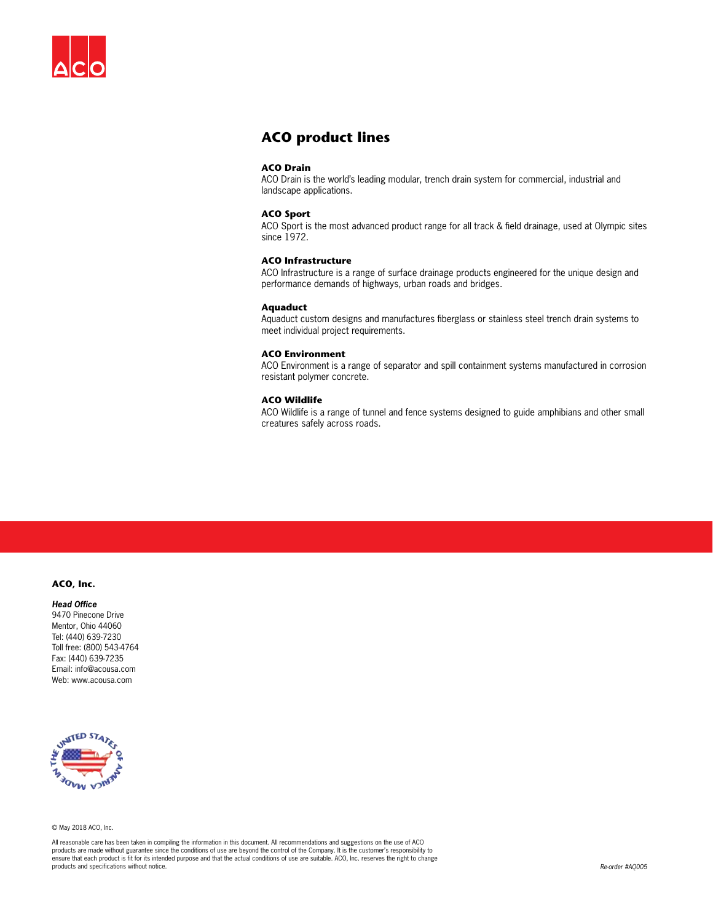## ACO product lines

**ACO Drain**
ACO Drain is the world's leading modular, trench drain system for commercial, industrial and landscape applications.

**ACO Sport**
ACO Sport is the most advanced product range for all track & field drainage, used at Olympic sites since 1972.

**ACO Infrastructure**
ACO Infrastructure is a range of surface drainage products engineered for the unique design and performance demands of highways, urban roads and bridges.

**Aquaduct**
Aquaduct custom designs and manufactures fiberglass or stainless steel trench drain systems to meet individual project requirements.

**ACO Environment**
ACO Environment is a range of separator and spill containment systems manufactured in corrosion resistant polymer concrete.

**ACO Wildlife**
ACO Wildlife is a range of tunnel and fence systems designed to guide amphibians and other small creatures safely across roads.

**ACO, Inc.**

***Head Office***
9470 Pinecone Drive
Mentor, Ohio 44060
Tel: (440) 639-7230
Toll free: (800) 543-4764
Fax: (440) 639-7235
Email: info@acousa.com
Web: www.acousa.com

© May 2018 ACO, Inc.

All reasonable care has been taken in compiling the information in this document. All recommendations and suggestions on the use of ACO products are made without guarantee since the conditions of use are beyond the control of the Company. It is the customer's responsibility to ensure that each product is fit for its intended purpose and that the actual conditions of use are suitable. ACO, Inc. reserves the right to change products and specifications without notice.

*Re-order #AQ005*